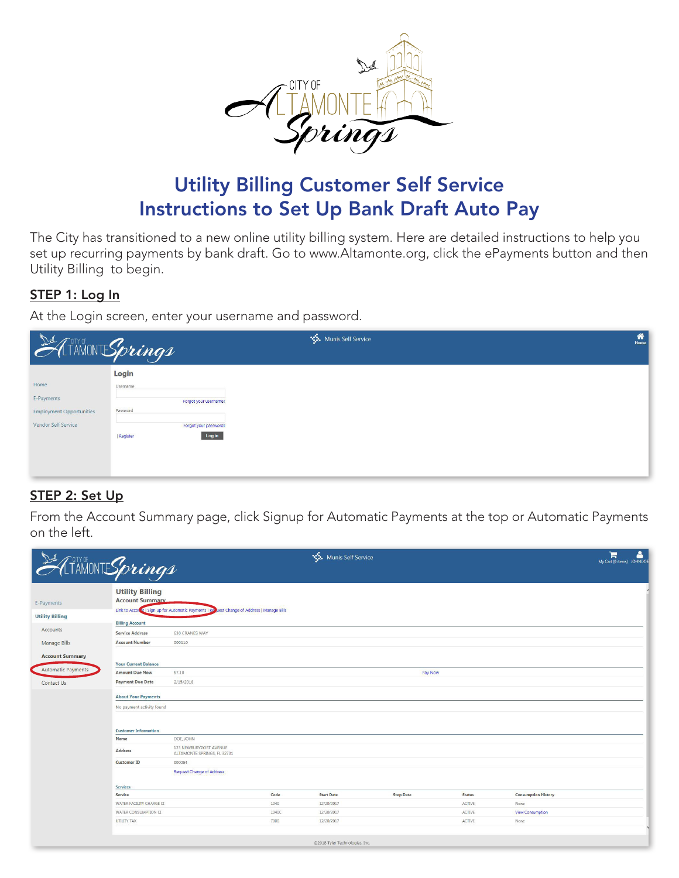# Utility Billing Customer Self Service
# Instructions to Set Up Bank Draft Auto Pay

The City has transitioned to a new online utility billing system. Here are detailed instructions to help you set up recurring payments by bank draft. Go to www.Altamonte.org, click the ePayments button and then Utility Billing to begin.

## STEP 1: Log In

At the Login screen, enter your username and password.

## STEP 2: Set Up

From the Account Summary page, click Signup for Automatic Payments at the top or Automatic Payments on the left.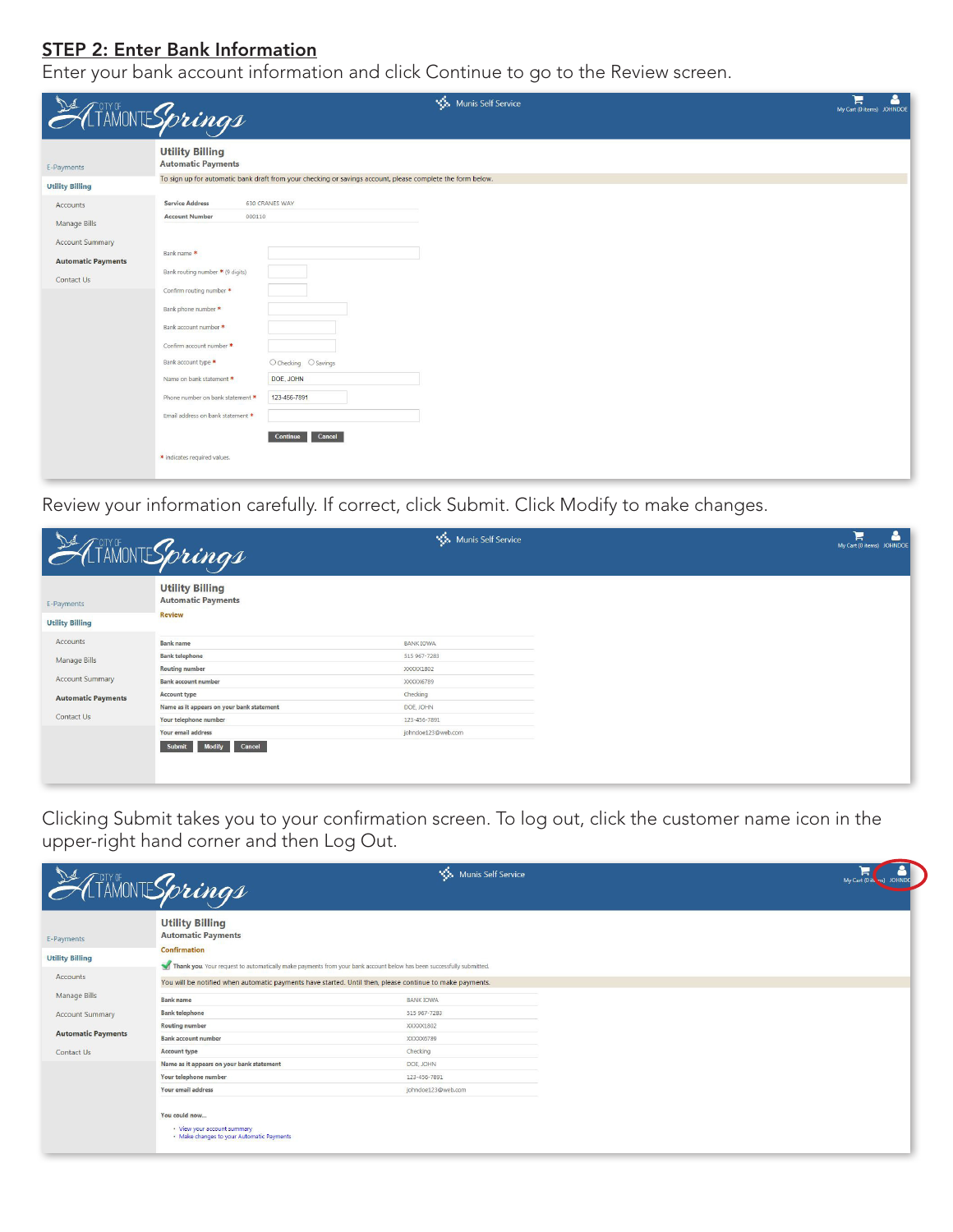## STEP 2: Enter Bank Information

Enter your bank account information and click Continue to go to the Review screen.

Review your information carefully. If correct, click Submit. Click Modify to make changes.

Clicking Submit takes you to your confirmation screen. To log out, click the customer name icon in the upper-right hand corner and then Log Out.